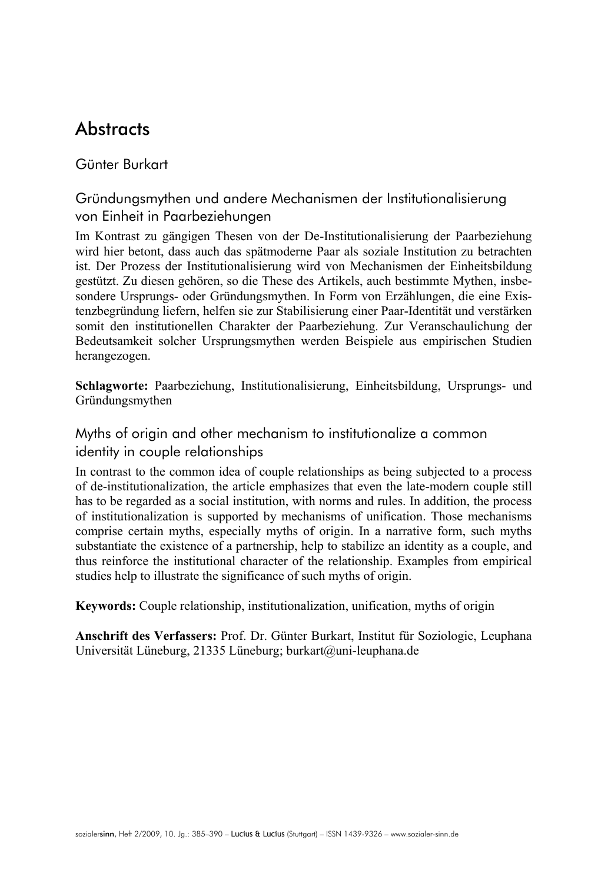# Abstracts

## Günter Burkart

### Gründungsmythen und andere Mechanismen der Institutionalisierung von Einheit in Paarbeziehungen

Im Kontrast zu gängigen Thesen von der De-Institutionalisierung der Paarbeziehung wird hier betont, dass auch das spätmoderne Paar als soziale Institution zu betrachten ist. Der Prozess der Institutionalisierung wird von Mechanismen der Einheitsbildung gestützt. Zu diesen gehören, so die These des Artikels, auch bestimmte Mythen, insbesondere Ursprungs- oder Gründungsmythen. In Form von Erzählungen, die eine Existenzbegründung liefern, helfen sie zur Stabilisierung einer Paar-Identität und verstärken somit den institutionellen Charakter der Paarbeziehung. Zur Veranschaulichung der Bedeutsamkeit solcher Ursprungsmythen werden Beispiele aus empirischen Studien herangezogen.

**Schlagworte:** Paarbeziehung, Institutionalisierung, Einheitsbildung, Ursprungs- und Gründungsmythen

### Myths of origin and other mechanism to institutionalize a common identity in couple relationships

In contrast to the common idea of couple relationships as being subjected to a process of de-institutionalization, the article emphasizes that even the late-modern couple still has to be regarded as a social institution, with norms and rules. In addition, the process of institutionalization is supported by mechanisms of unification. Those mechanisms comprise certain myths, especially myths of origin. In a narrative form, such myths substantiate the existence of a partnership, help to stabilize an identity as a couple, and thus reinforce the institutional character of the relationship. Examples from empirical studies help to illustrate the significance of such myths of origin.

**Keywords:** Couple relationship, institutionalization, unification, myths of origin

**Anschrift des Verfassers:** Prof. Dr. Günter Burkart, Institut für Soziologie, Leuphana Universität Lüneburg, 21335 Lüneburg; burkart@uni-leuphana.de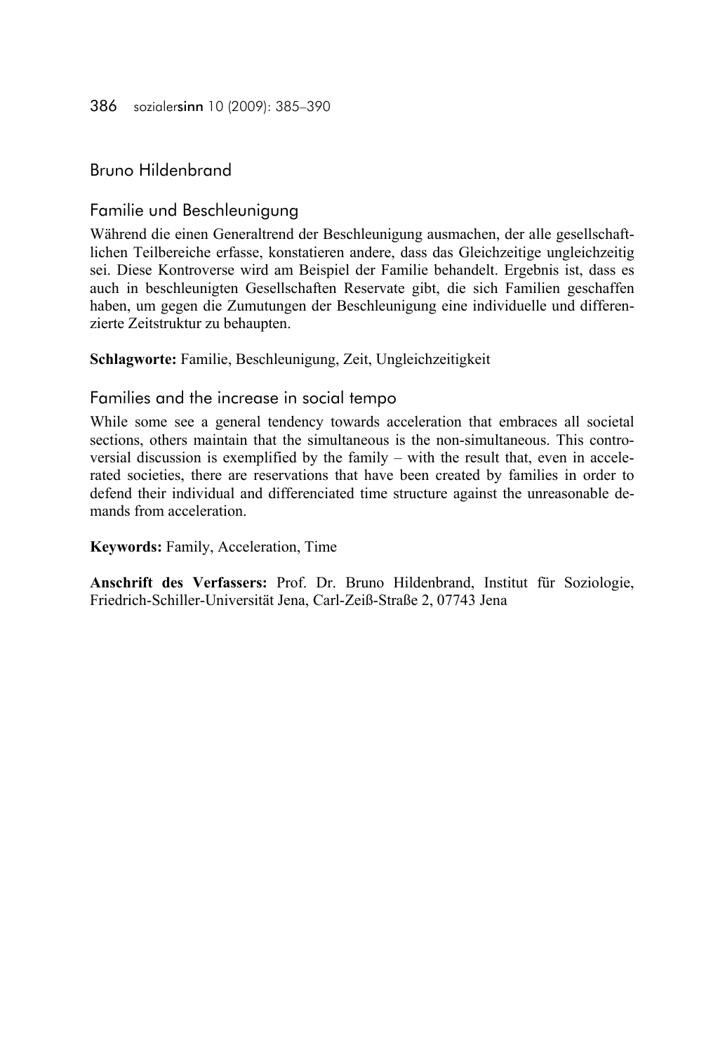Bruno Hildenbrand

## Familie und Beschleunigung

Während die einen Generaltrend der Beschleunigung ausmachen, der alle gesellschaftlichen Teilbereiche erfasse, konstatieren andere, dass das Gleichzeitige ungleichzeitig sei. Diese Kontroverse wird am Beispiel der Familie behandelt. Ergebnis ist, dass es auch in beschleunigten Gesellschaften Reservate gibt, die sich Familien geschaffen haben, um gegen die Zumutungen der Beschleunigung eine individuelle und differenzierte Zeitstruktur zu behaupten.

**Schlagworte:** Familie, Beschleunigung, Zeit, Ungleichzeitigkeit

## Families and the increase in social tempo

While some see a general tendency towards acceleration that embraces all societal sections, others maintain that the simultaneous is the non-simultaneous. This controversial discussion is exemplified by the family – with the result that, even in accelerated societies, there are reservations that have been created by families in order to defend their individual and differenciated time structure against the unreasonable demands from acceleration.

**Keywords:** Family, Acceleration, Time

**Anschrift des Verfassers:** Prof. Dr. Bruno Hildenbrand, Institut für Soziologie, Friedrich-Schiller-Universität Jena, Carl-Zeiß-Straße 2, 07743 Jena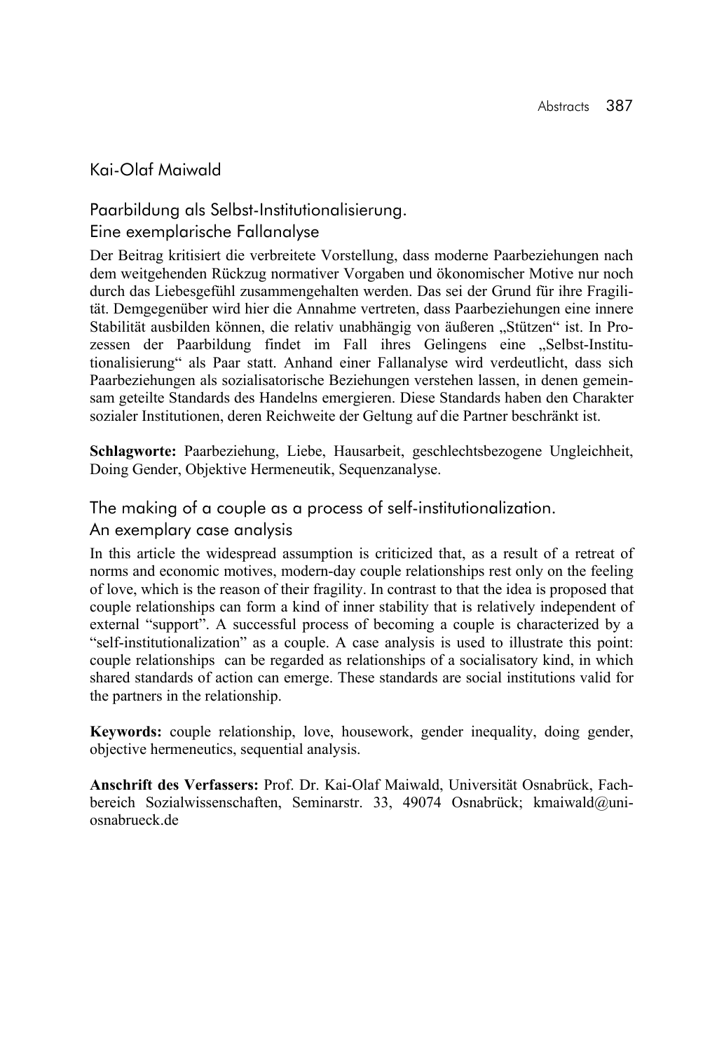## Kai-Olaf Maiwald

### Paarbildung als Selbst-Institutionalisierung. Eine exemplarische Fallanalyse

Der Beitrag kritisiert die verbreitete Vorstellung, dass moderne Paarbeziehungen nach dem weitgehenden Rückzug normativer Vorgaben und ökonomischer Motive nur noch durch das Liebesgefühl zusammengehalten werden. Das sei der Grund für ihre Fragilität. Demgegenüber wird hier die Annahme vertreten, dass Paarbeziehungen eine innere Stabilität ausbilden können, die relativ unabhängig von äußeren „Stützen" ist. In Prozessen der Paarbildung findet im Fall ihres Gelingens eine „Selbst-Institutionalisierung" als Paar statt. Anhand einer Fallanalyse wird verdeutlicht, dass sich Paarbeziehungen als sozialisatorische Beziehungen verstehen lassen, in denen gemeinsam geteilte Standards des Handelns emergieren. Diese Standards haben den Charakter sozialer Institutionen, deren Reichweite der Geltung auf die Partner beschränkt ist.

**Schlagworte:** Paarbeziehung, Liebe, Hausarbeit, geschlechtsbezogene Ungleichheit, Doing Gender, Objektive Hermeneutik, Sequenzanalyse.

### The making of a couple as a process of self-institutionalization. An exemplary case analysis

In this article the widespread assumption is criticized that, as a result of a retreat of norms and economic motives, modern-day couple relationships rest only on the feeling of love, which is the reason of their fragility. In contrast to that the idea is proposed that couple relationships can form a kind of inner stability that is relatively independent of external "support". A successful process of becoming a couple is characterized by a "self-institutionalization" as a couple. A case analysis is used to illustrate this point: couple relationships can be regarded as relationships of a socialisatory kind, in which shared standards of action can emerge. These standards are social institutions valid for the partners in the relationship.

**Keywords:** couple relationship, love, housework, gender inequality, doing gender, objective hermeneutics, sequential analysis.

**Anschrift des Verfassers:** Prof. Dr. Kai-Olaf Maiwald, Universität Osnabrück, Fachbereich Sozialwissenschaften, Seminarstr. 33, 49074 Osnabrück; kmaiwald@uni-osnabrueck.de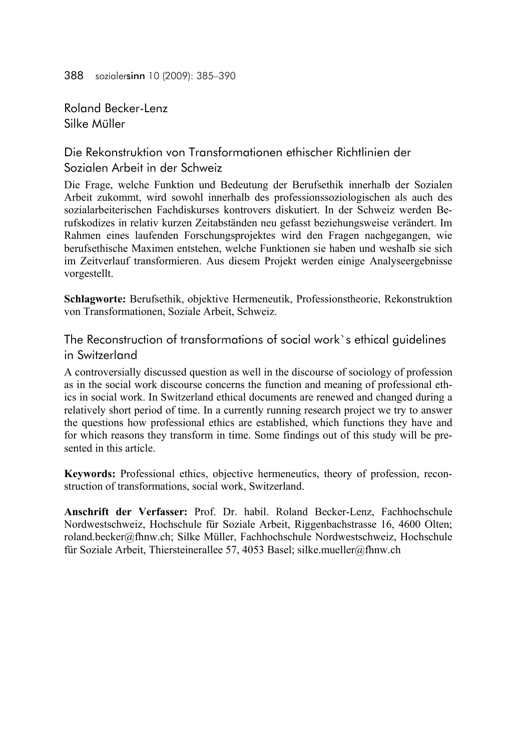Roland Becker-Lenz
Silke Müller

## Die Rekonstruktion von Transformationen ethischer Richtlinien der Sozialen Arbeit in der Schweiz

Die Frage, welche Funktion und Bedeutung der Berufsethik innerhalb der Sozialen Arbeit zukommt, wird sowohl innerhalb des professionssoziologischen als auch des sozialarbeiterischen Fachdiskurses kontrovers diskutiert. In der Schweiz werden Berufskodizes in relativ kurzen Zeitabständen neu gefasst beziehungsweise verändert. Im Rahmen eines laufenden Forschungsprojektes wird den Fragen nachgegangen, wie berufsethische Maximen entstehen, welche Funktionen sie haben und weshalb sie sich im Zeitverlauf transformieren. Aus diesem Projekt werden einige Analyseergebnisse vorgestellt.

**Schlagworte:** Berufsethik, objektive Hermeneutik, Professionstheorie, Rekonstruktion von Transformationen, Soziale Arbeit, Schweiz.

## The Reconstruction of transformations of social work`s ethical guidelines in Switzerland

A controversially discussed question as well in the discourse of sociology of profession as in the social work discourse concerns the function and meaning of professional ethics in social work. In Switzerland ethical documents are renewed and changed during a relatively short period of time. In a currently running research project we try to answer the questions how professional ethics are established, which functions they have and for which reasons they transform in time. Some findings out of this study will be presented in this article.

**Keywords:** Professional ethics, objective hermeneutics, theory of profession, reconstruction of transformations, social work, Switzerland.

**Anschrift der Verfasser:** Prof. Dr. habil. Roland Becker-Lenz, Fachhochschule Nordwestschweiz, Hochschule für Soziale Arbeit, Riggenbachstrasse 16, 4600 Olten; roland.becker@fhnw.ch; Silke Müller, Fachhochschule Nordwestschweiz, Hochschule für Soziale Arbeit, Thiersteinerallee 57, 4053 Basel; silke.mueller@fhnw.ch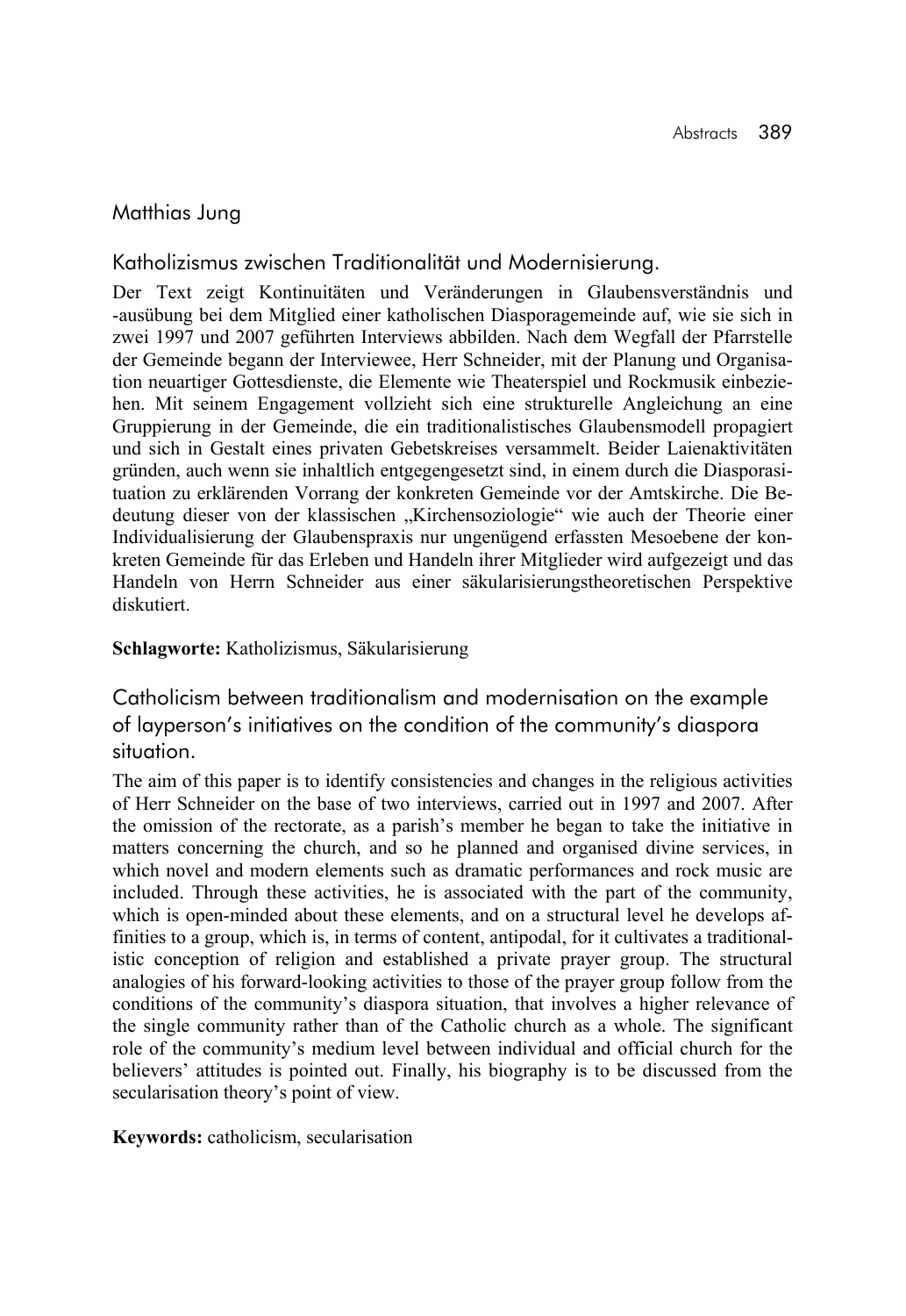## Matthias Jung

### Katholizismus zwischen Traditionalität und Modernisierung.

Der Text zeigt Kontinuitäten und Veränderungen in Glaubensverständnis und -ausübung bei dem Mitglied einer katholischen Diasporagemeinde auf, wie sie sich in zwei 1997 und 2007 geführten Interviews abbilden. Nach dem Wegfall der Pfarrstelle der Gemeinde begann der Interviewee, Herr Schneider, mit der Planung und Organisation neuartiger Gottesdienste, die Elemente wie Theaterspiel und Rockmusik einbeziehen. Mit seinem Engagement vollzieht sich eine strukturelle Angleichung an eine Gruppierung in der Gemeinde, die ein traditionalistisches Glaubensmodell propagiert und sich in Gestalt eines privaten Gebetskreises versammelt. Beider Laienaktivitäten gründen, auch wenn sie inhaltlich entgegengesetzt sind, in einem durch die Diasporasituation zu erklärenden Vorrang der konkreten Gemeinde vor der Amtskirche. Die Bedeutung dieser von der klassischen „Kirchensoziologie“ wie auch der Theorie einer Individualisierung der Glaubenspraxis nur ungenügend erfassten Mesoebene der konkreten Gemeinde für das Erleben und Handeln ihrer Mitglieder wird aufgezeigt und das Handeln von Herrn Schneider aus einer säkularisierungstheoretischen Perspektive diskutiert.

**Schlagworte:** Katholizismus, Säkularisierung

### Catholicism between traditionalism and modernisation on the example of layperson's initiatives on the condition of the community's diaspora situation.

The aim of this paper is to identify consistencies and changes in the religious activities of Herr Schneider on the base of two interviews, carried out in 1997 and 2007. After the omission of the rectorate, as a parish's member he began to take the initiative in matters concerning the church, and so he planned and organised divine services, in which novel and modern elements such as dramatic performances and rock music are included. Through these activities, he is associated with the part of the community, which is open-minded about these elements, and on a structural level he develops affinities to a group, which is, in terms of content, antipodal, for it cultivates a traditionalistic conception of religion and established a private prayer group. The structural analogies of his forward-looking activities to those of the prayer group follow from the conditions of the community's diaspora situation, that involves a higher relevance of the single community rather than of the Catholic church as a whole. The significant role of the community's medium level between individual and official church for the believers' attitudes is pointed out. Finally, his biography is to be discussed from the secularisation theory's point of view.

**Keywords:** catholicism, secularisation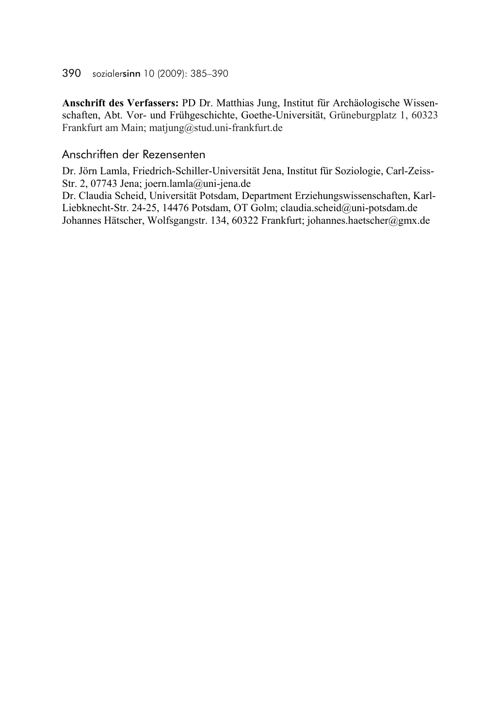**Anschrift des Verfassers:** PD Dr. Matthias Jung, Institut für Archäologische Wissenschaften, Abt. Vor- und Frühgeschichte, Goethe-Universität, Grüneburgplatz 1, 60323 Frankfurt am Main; matjung@stud.uni-frankfurt.de

## Anschriften der Rezensenten

Dr. Jörn Lamla, Friedrich-Schiller-Universität Jena, Institut für Soziologie, Carl-Zeiss-Str. 2, 07743 Jena; joern.lamla@uni-jena.de
Dr. Claudia Scheid, Universität Potsdam, Department Erziehungswissenschaften, Karl-Liebknecht-Str. 24-25, 14476 Potsdam, OT Golm; claudia.scheid@uni-potsdam.de
Johannes Hätscher, Wolfgangstr. 134, 60322 Frankfurt; johannes.haetscher@gmx.de